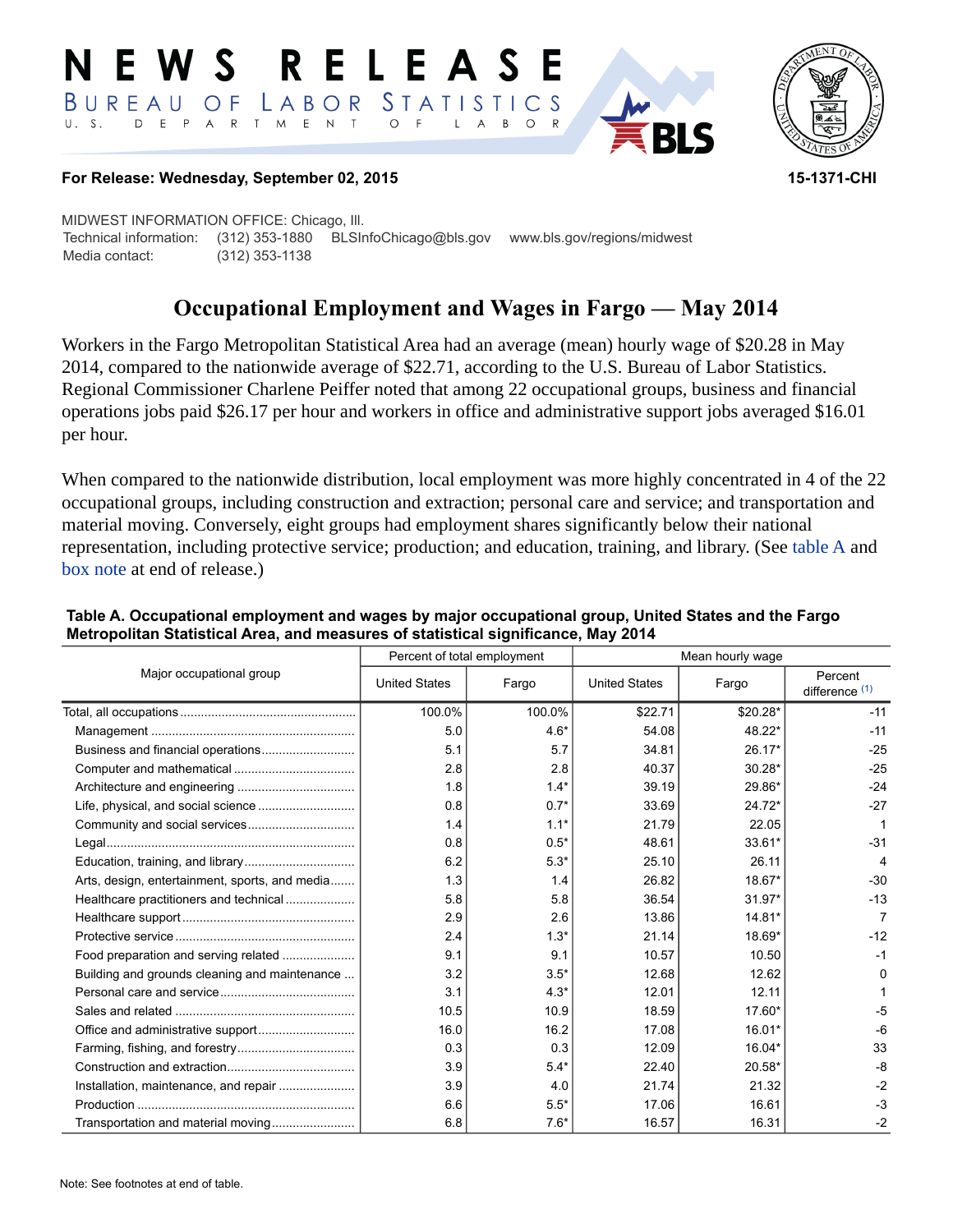# NEWS RELEASE

**BUREAU OF LABOR STATISTICS**

U. S. DEPARTMENT OF LABOR

**For Release: Wednesday, September 02, 2015** **15-1371-CHI**

MIDWEST INFORMATION OFFICE: Chicago, Ill.
Technical information: (312) 353-1880 BLSInfoChicago@bls.gov www.bls.gov/regions/midwest
Media contact: (312) 353-1138

## Occupational Employment and Wages in Fargo — May 2014

Workers in the Fargo Metropolitan Statistical Area had an average (mean) hourly wage of $20.28 in May 2014, compared to the nationwide average of $22.71, according to the U.S. Bureau of Labor Statistics. Regional Commissioner Charlene Peiffer noted that among 22 occupational groups, business and financial operations jobs paid $26.17 per hour and workers in office and administrative support jobs averaged $16.01 per hour.

When compared to the nationwide distribution, local employment was more highly concentrated in 4 of the 22 occupational groups, including construction and extraction; personal care and service; and transportation and material moving. Conversely, eight groups had employment shares significantly below their national representation, including protective service; production; and education, training, and library. (See table A and box note at end of release.)

**Table A. Occupational employment and wages by major occupational group, United States and the Fargo Metropolitan Statistical Area, and measures of statistical significance, May 2014**

| Major occupational group | Percent of total employment | | Mean hourly wage | | |
|---|---|---|---|---|---|
| | United States | Fargo | United States | Fargo | Percent difference (1) |
| Total, all occupations | 100.0% | 100.0% | $22.71 | $20.28* | -11 |
| Management | 5.0 | 4.6* | 54.08 | 48.22* | -11 |
| Business and financial operations | 5.1 | 5.7 | 34.81 | 26.17* | -25 |
| Computer and mathematical | 2.8 | 2.8 | 40.37 | 30.28* | -25 |
| Architecture and engineering | 1.8 | 1.4* | 39.19 | 29.86* | -24 |
| Life, physical, and social science | 0.8 | 0.7* | 33.69 | 24.72* | -27 |
| Community and social services | 1.4 | 1.1* | 21.79 | 22.05 | 1 |
| Legal | 0.8 | 0.5* | 48.61 | 33.61* | -31 |
| Education, training, and library | 6.2 | 5.3* | 25.10 | 26.11 | 4 |
| Arts, design, entertainment, sports, and media | 1.3 | 1.4 | 26.82 | 18.67* | -30 |
| Healthcare practitioners and technical | 5.8 | 5.8 | 36.54 | 31.97* | -13 |
| Healthcare support | 2.9 | 2.6 | 13.86 | 14.81* | 7 |
| Protective service | 2.4 | 1.3* | 21.14 | 18.69* | -12 |
| Food preparation and serving related | 9.1 | 9.1 | 10.57 | 10.50 | -1 |
| Building and grounds cleaning and maintenance | 3.2 | 3.5* | 12.68 | 12.62 | 0 |
| Personal care and service | 3.1 | 4.3* | 12.01 | 12.11 | 1 |
| Sales and related | 10.5 | 10.9 | 18.59 | 17.60* | -5 |
| Office and administrative support | 16.0 | 16.2 | 17.08 | 16.01* | -6 |
| Farming, fishing, and forestry | 0.3 | 0.3 | 12.09 | 16.04* | 33 |
| Construction and extraction | 3.9 | 5.4* | 22.40 | 20.58* | -8 |
| Installation, maintenance, and repair | 3.9 | 4.0 | 21.74 | 21.32 | -2 |
| Production | 6.6 | 5.5* | 17.06 | 16.61 | -3 |
| Transportation and material moving | 6.8 | 7.6* | 16.57 | 16.31 | -2 |

Note: See footnotes at end of table.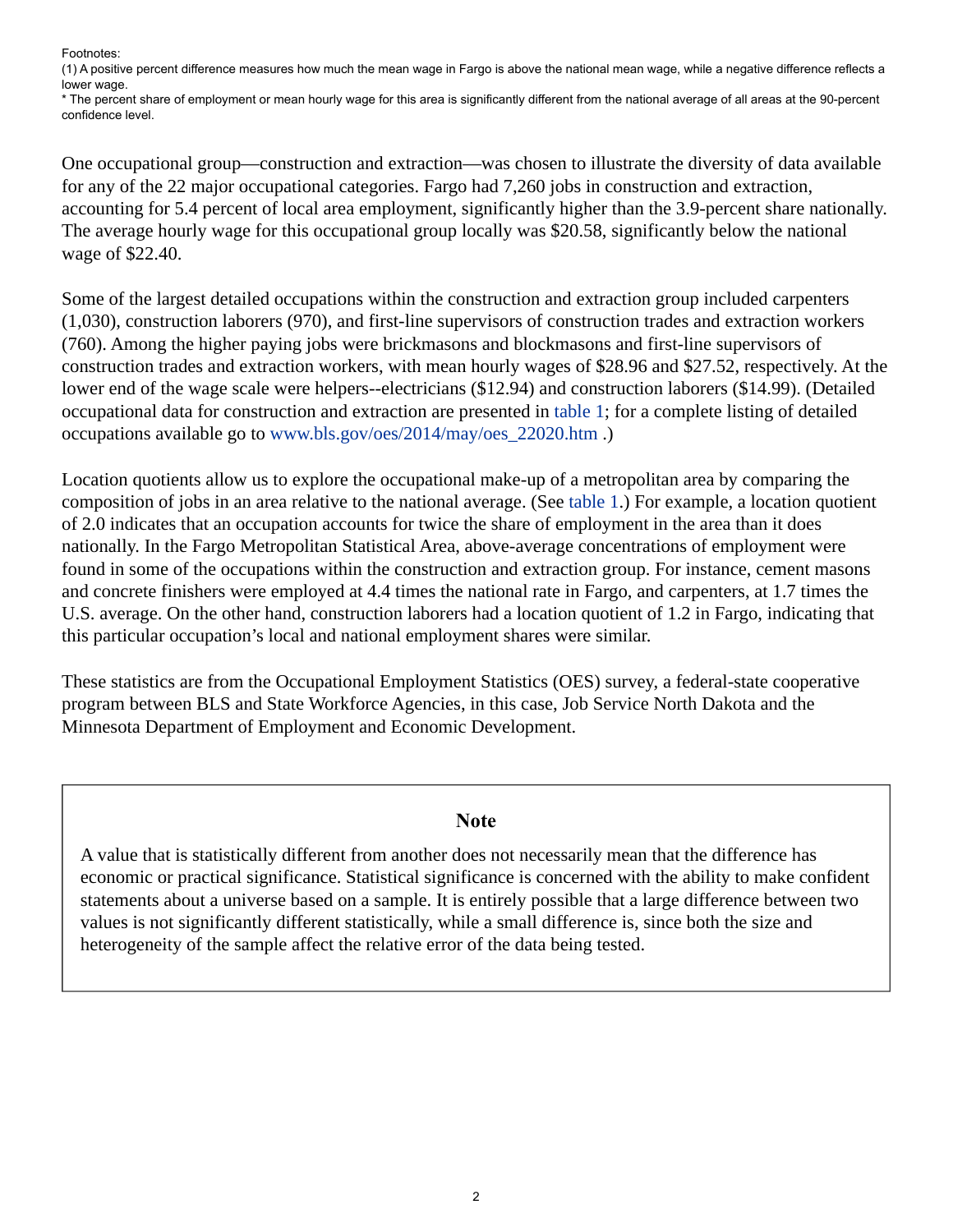Footnotes:
(1) A positive percent difference measures how much the mean wage in Fargo is above the national mean wage, while a negative difference reflects a lower wage.
* The percent share of employment or mean hourly wage for this area is significantly different from the national average of all areas at the 90-percent confidence level.

One occupational group—construction and extraction—was chosen to illustrate the diversity of data available for any of the 22 major occupational categories. Fargo had 7,260 jobs in construction and extraction, accounting for 5.4 percent of local area employment, significantly higher than the 3.9-percent share nationally. The average hourly wage for this occupational group locally was $20.58, significantly below the national wage of $22.40.

Some of the largest detailed occupations within the construction and extraction group included carpenters (1,030), construction laborers (970), and first-line supervisors of construction trades and extraction workers (760). Among the higher paying jobs were brickmasons and blockmasons and first-line supervisors of construction trades and extraction workers, with mean hourly wages of $28.96 and $27.52, respectively. At the lower end of the wage scale were helpers--electricians ($12.94) and construction laborers ($14.99). (Detailed occupational data for construction and extraction are presented in table 1; for a complete listing of detailed occupations available go to www.bls.gov/oes/2014/may/oes_22020.htm .)

Location quotients allow us to explore the occupational make-up of a metropolitan area by comparing the composition of jobs in an area relative to the national average. (See table 1.) For example, a location quotient of 2.0 indicates that an occupation accounts for twice the share of employment in the area than it does nationally. In the Fargo Metropolitan Statistical Area, above-average concentrations of employment were found in some of the occupations within the construction and extraction group. For instance, cement masons and concrete finishers were employed at 4.4 times the national rate in Fargo, and carpenters, at 1.7 times the U.S. average. On the other hand, construction laborers had a location quotient of 1.2 in Fargo, indicating that this particular occupation's local and national employment shares were similar.

These statistics are from the Occupational Employment Statistics (OES) survey, a federal-state cooperative program between BLS and State Workforce Agencies, in this case, Job Service North Dakota and the Minnesota Department of Employment and Economic Development.

## Note

A value that is statistically different from another does not necessarily mean that the difference has economic or practical significance. Statistical significance is concerned with the ability to make confident statements about a universe based on a sample. It is entirely possible that a large difference between two values is not significantly different statistically, while a small difference is, since both the size and heterogeneity of the sample affect the relative error of the data being tested.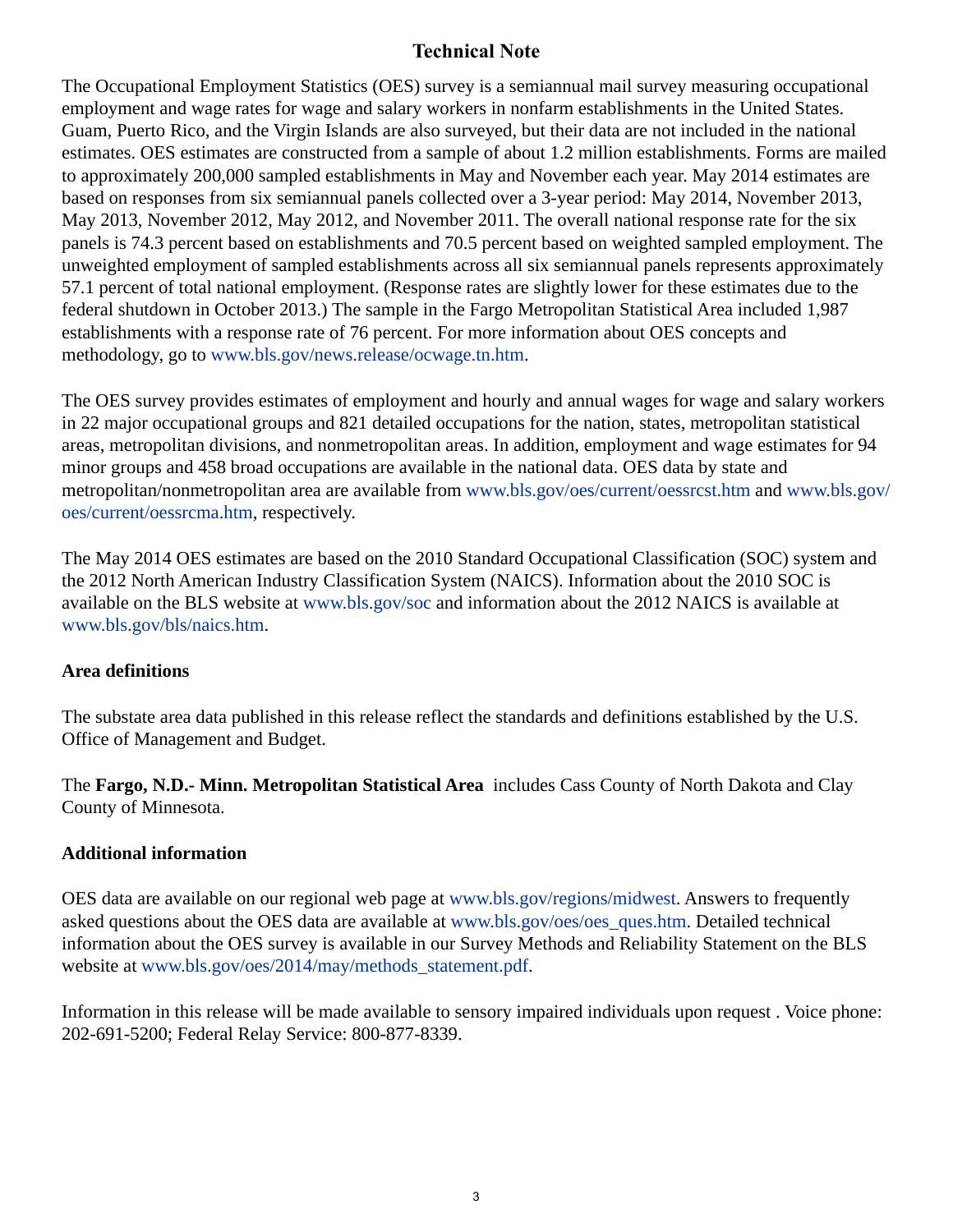# Technical Note

The Occupational Employment Statistics (OES) survey is a semiannual mail survey measuring occupational employment and wage rates for wage and salary workers in nonfarm establishments in the United States. Guam, Puerto Rico, and the Virgin Islands are also surveyed, but their data are not included in the national estimates. OES estimates are constructed from a sample of about 1.2 million establishments. Forms are mailed to approximately 200,000 sampled establishments in May and November each year. May 2014 estimates are based on responses from six semiannual panels collected over a 3-year period: May 2014, November 2013, May 2013, November 2012, May 2012, and November 2011. The overall national response rate for the six panels is 74.3 percent based on establishments and 70.5 percent based on weighted sampled employment. The unweighted employment of sampled establishments across all six semiannual panels represents approximately 57.1 percent of total national employment. (Response rates are slightly lower for these estimates due to the federal shutdown in October 2013.) The sample in the Fargo Metropolitan Statistical Area included 1,987 establishments with a response rate of 76 percent. For more information about OES concepts and methodology, go to www.bls.gov/news.release/ocwage.tn.htm.

The OES survey provides estimates of employment and hourly and annual wages for wage and salary workers in 22 major occupational groups and 821 detailed occupations for the nation, states, metropolitan statistical areas, metropolitan divisions, and nonmetropolitan areas. In addition, employment and wage estimates for 94 minor groups and 458 broad occupations are available in the national data. OES data by state and metropolitan/nonmetropolitan area are available from www.bls.gov/oes/current/oessrcst.htm and www.bls.gov/oes/current/oessrcma.htm, respectively.

The May 2014 OES estimates are based on the 2010 Standard Occupational Classification (SOC) system and the 2012 North American Industry Classification System (NAICS). Information about the 2010 SOC is available on the BLS website at www.bls.gov/soc and information about the 2012 NAICS is available at www.bls.gov/bls/naics.htm.

## Area definitions

The substate area data published in this release reflect the standards and definitions established by the U.S. Office of Management and Budget.

The **Fargo, N.D.- Minn. Metropolitan Statistical Area** includes Cass County of North Dakota and Clay County of Minnesota.

## Additional information

OES data are available on our regional web page at www.bls.gov/regions/midwest. Answers to frequently asked questions about the OES data are available at www.bls.gov/oes/oes_ques.htm. Detailed technical information about the OES survey is available in our Survey Methods and Reliability Statement on the BLS website at www.bls.gov/oes/2014/may/methods_statement.pdf.

Information in this release will be made available to sensory impaired individuals upon request . Voice phone: 202-691-5200; Federal Relay Service: 800-877-8339.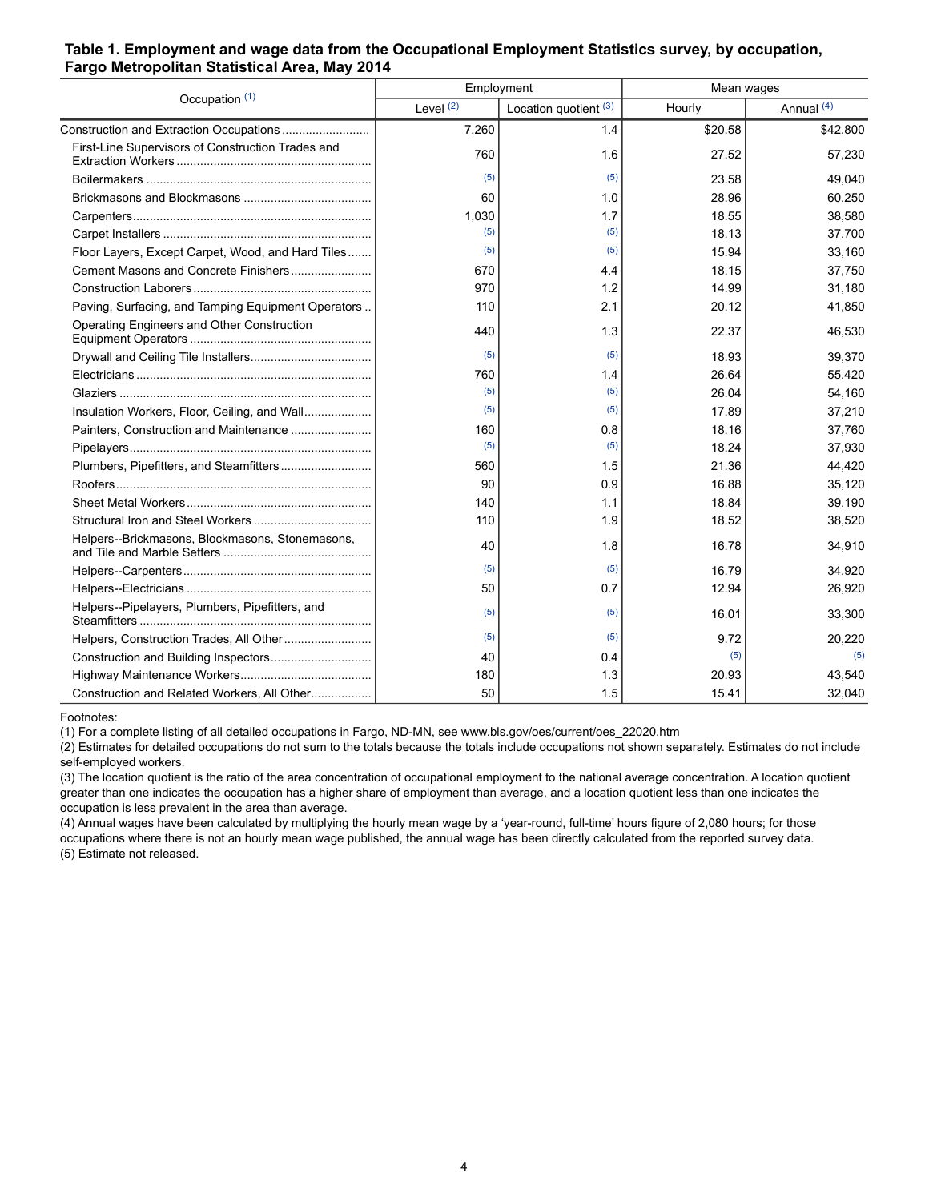**Table 1. Employment and wage data from the Occupational Employment Statistics survey, by occupation, Fargo Metropolitan Statistical Area, May 2014**

| Occupation (1) | Employment | | Mean wages | |
|---|---|---|---|---|
| | Level (2) | Location quotient (3) | Hourly | Annual (4) |
| Construction and Extraction Occupations | 7,260 | 1.4 | $20.58 | $42,800 |
| First-Line Supervisors of Construction Trades and Extraction Workers | 760 | 1.6 | 27.52 | 57,230 |
| Boilermakers | (5) | (5) | 23.58 | 49,040 |
| Brickmasons and Blockmasons | 60 | 1.0 | 28.96 | 60,250 |
| Carpenters | 1,030 | 1.7 | 18.55 | 38,580 |
| Carpet Installers | (5) | (5) | 18.13 | 37,700 |
| Floor Layers, Except Carpet, Wood, and Hard Tiles | (5) | (5) | 15.94 | 33,160 |
| Cement Masons and Concrete Finishers | 670 | 4.4 | 18.15 | 37,750 |
| Construction Laborers | 970 | 1.2 | 14.99 | 31,180 |
| Paving, Surfacing, and Tamping Equipment Operators | 110 | 2.1 | 20.12 | 41,850 |
| Operating Engineers and Other Construction Equipment Operators | 440 | 1.3 | 22.37 | 46,530 |
| Drywall and Ceiling Tile Installers | (5) | (5) | 18.93 | 39,370 |
| Electricians | 760 | 1.4 | 26.64 | 55,420 |
| Glaziers | (5) | (5) | 26.04 | 54,160 |
| Insulation Workers, Floor, Ceiling, and Wall | (5) | (5) | 17.89 | 37,210 |
| Painters, Construction and Maintenance | 160 | 0.8 | 18.16 | 37,760 |
| Pipelayers | (5) | (5) | 18.24 | 37,930 |
| Plumbers, Pipefitters, and Steamfitters | 560 | 1.5 | 21.36 | 44,420 |
| Roofers | 90 | 0.9 | 16.88 | 35,120 |
| Sheet Metal Workers | 140 | 1.1 | 18.84 | 39,190 |
| Structural Iron and Steel Workers | 110 | 1.9 | 18.52 | 38,520 |
| Helpers--Brickmasons, Blockmasons, Stonemasons, and Tile and Marble Setters | 40 | 1.8 | 16.78 | 34,910 |
| Helpers--Carpenters | (5) | (5) | 16.79 | 34,920 |
| Helpers--Electricians | 50 | 0.7 | 12.94 | 26,920 |
| Helpers--Pipelayers, Plumbers, Pipefitters, and Steamfitters | (5) | (5) | 16.01 | 33,300 |
| Helpers, Construction Trades, All Other | (5) | (5) | 9.72 | 20,220 |
| Construction and Building Inspectors | 40 | 0.4 | (5) | (5) |
| Highway Maintenance Workers | 180 | 1.3 | 20.93 | 43,540 |
| Construction and Related Workers, All Other | 50 | 1.5 | 15.41 | 32,040 |

Footnotes:
(1) For a complete listing of all detailed occupations in Fargo, ND-MN, see www.bls.gov/oes/current/oes_22020.htm
(2) Estimates for detailed occupations do not sum to the totals because the totals include occupations not shown separately. Estimates do not include self-employed workers.
(3) The location quotient is the ratio of the area concentration of occupational employment to the national average concentration. A location quotient greater than one indicates the occupation has a higher share of employment than average, and a location quotient less than one indicates the occupation is less prevalent in the area than average.
(4) Annual wages have been calculated by multiplying the hourly mean wage by a 'year-round, full-time' hours figure of 2,080 hours; for those occupations where there is not an hourly mean wage published, the annual wage has been directly calculated from the reported survey data.
(5) Estimate not released.